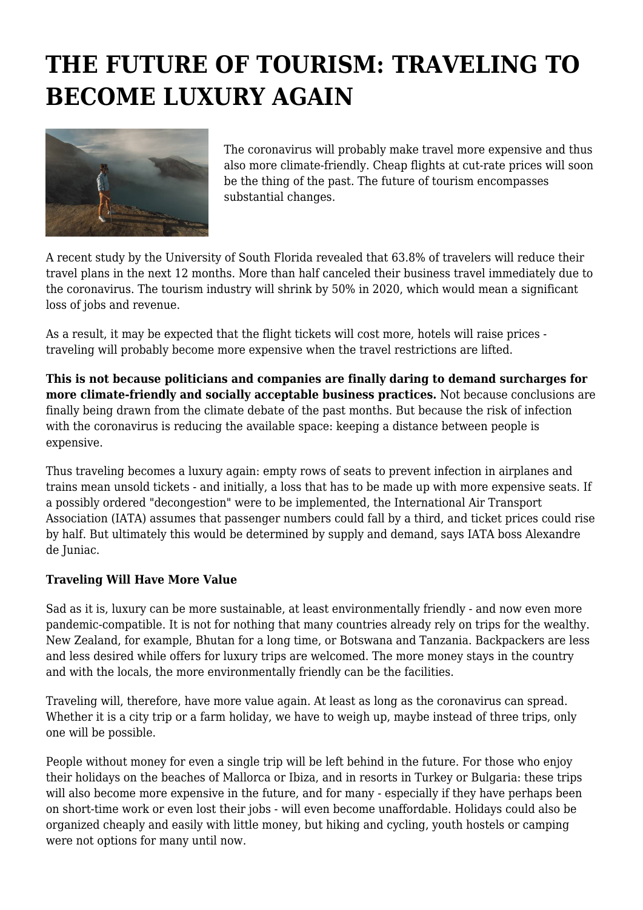# THE FUTURE OF TOURISM: TRAVELING TO BECOME LUXURY AGAIN

The coronavirus will probably make travel more expensive and thus also more climate-friendly. Cheap flights at cut-rate prices will soon be the thing of the past. The future of tourism encompasses substantial changes.

A recent study by the University of South Florida revealed that 63.8% of travelers will reduce their travel plans in the next 12 months. More than half canceled their business travel immediately due to the coronavirus. The tourism industry will shrink by 50% in 2020, which would mean a significant loss of jobs and revenue.

As a result, it may be expected that the flight tickets will cost more, hotels will raise prices - traveling will probably become more expensive when the travel restrictions are lifted.

**This is not because politicians and companies are finally daring to demand surcharges for more climate-friendly and socially acceptable business practices.** Not because conclusions are finally being drawn from the climate debate of the past months. But because the risk of infection with the coronavirus is reducing the available space: keeping a distance between people is expensive.

Thus traveling becomes a luxury again: empty rows of seats to prevent infection in airplanes and trains mean unsold tickets - and initially, a loss that has to be made up with more expensive seats. If a possibly ordered "decongestion" were to be implemented, the International Air Transport Association (IATA) assumes that passenger numbers could fall by a third, and ticket prices could rise by half. But ultimately this would be determined by supply and demand, says IATA boss Alexandre de Juniac.

**Traveling Will Have More Value**

Sad as it is, luxury can be more sustainable, at least environmentally friendly - and now even more pandemic-compatible. It is not for nothing that many countries already rely on trips for the wealthy. New Zealand, for example, Bhutan for a long time, or Botswana and Tanzania. Backpackers are less and less desired while offers for luxury trips are welcomed. The more money stays in the country and with the locals, the more environmentally friendly can be the facilities.

Traveling will, therefore, have more value again. At least as long as the coronavirus can spread. Whether it is a city trip or a farm holiday, we have to weigh up, maybe instead of three trips, only one will be possible.

People without money for even a single trip will be left behind in the future. For those who enjoy their holidays on the beaches of Mallorca or Ibiza, and in resorts in Turkey or Bulgaria: these trips will also become more expensive in the future, and for many - especially if they have perhaps been on short-time work or even lost their jobs - will even become unaffordable. Holidays could also be organized cheaply and easily with little money, but hiking and cycling, youth hostels or camping were not options for many until now.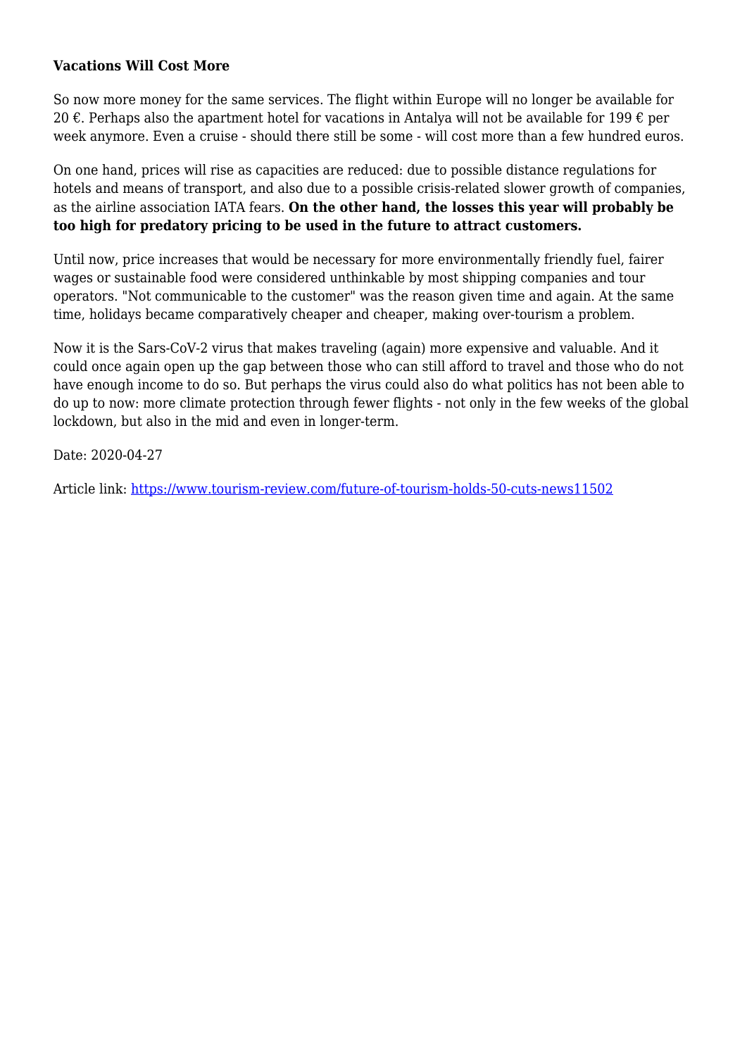**Vacations Will Cost More**

So now more money for the same services. The flight within Europe will no longer be available for 20 €. Perhaps also the apartment hotel for vacations in Antalya will not be available for 199 € per week anymore. Even a cruise - should there still be some - will cost more than a few hundred euros.

On one hand, prices will rise as capacities are reduced: due to possible distance regulations for hotels and means of transport, and also due to a possible crisis-related slower growth of companies, as the airline association IATA fears. **On the other hand, the losses this year will probably be too high for predatory pricing to be used in the future to attract customers.**

Until now, price increases that would be necessary for more environmentally friendly fuel, fairer wages or sustainable food were considered unthinkable by most shipping companies and tour operators. "Not communicable to the customer" was the reason given time and again. At the same time, holidays became comparatively cheaper and cheaper, making over-tourism a problem.

Now it is the Sars-CoV-2 virus that makes traveling (again) more expensive and valuable. And it could once again open up the gap between those who can still afford to travel and those who do not have enough income to do so. But perhaps the virus could also do what politics has not been able to do up to now: more climate protection through fewer flights - not only in the few weeks of the global lockdown, but also in the mid and even in longer-term.

Date: 2020-04-27

Article link: [https://www.tourism-review.com/future-of-tourism-holds-50-cuts-news11502](https://www.tourism-review.com/future-of-tourism-holds-50-cuts-news11502)